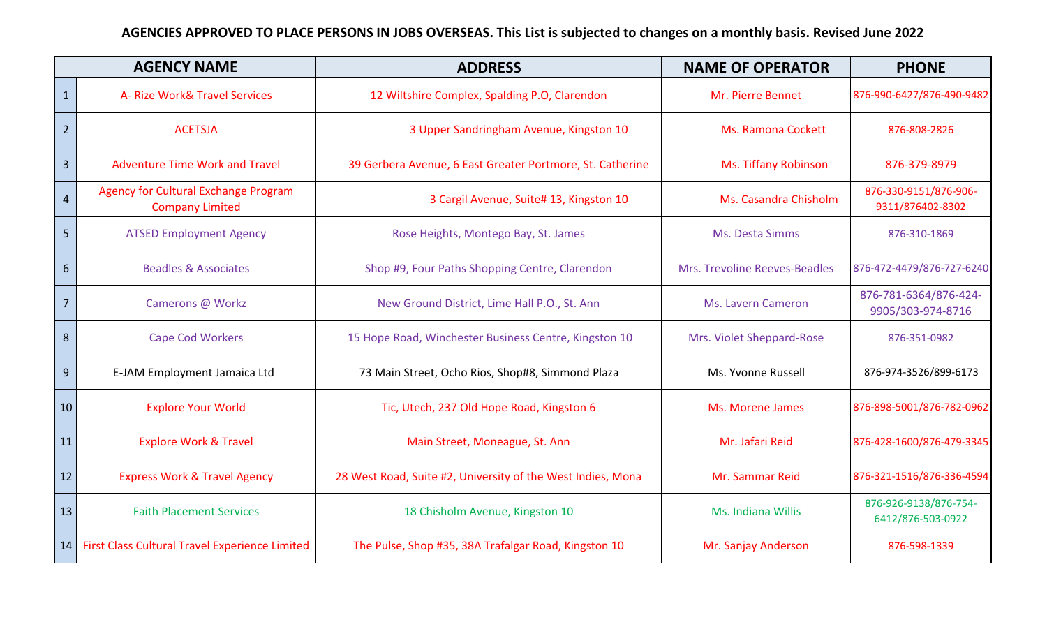**AGENCIES APPROVED TO PLACE PERSONS IN JOBS OVERSEAS. This List is subjected to changes on a monthly basis. Revised June 2022**

| | AGENCY NAME | ADDRESS | NAME OF OPERATOR | PHONE |
|---|---|---|---|---|
| 1 | A- Rize Work& Travel Services | 12 Wiltshire Complex, Spalding P.O, Clarendon | Mr. Pierre Bennet | 876-990-6427/876-490-9482 |
| 2 | ACETSJA | 3 Upper Sandringham Avenue, Kingston 10 | Ms. Ramona Cockett | 876-808-2826 |
| 3 | Adventure Time Work and Travel | 39 Gerbera Avenue, 6 East Greater Portmore, St. Catherine | Ms. Tiffany Robinson | 876-379-8979 |
| 4 | Agency for Cultural Exchange Program Company Limited | 3 Cargil Avenue, Suite# 13, Kingston 10 | Ms. Casandra Chisholm | 876-330-9151/876-906-9311/876402-8302 |
| 5 | ATSED Employment Agency | Rose Heights, Montego Bay, St. James | Ms. Desta Simms | 876-310-1869 |
| 6 | Beadles & Associates | Shop #9, Four Paths Shopping Centre, Clarendon | Mrs. Trevoline Reeves-Beadles | 876-472-4479/876-727-6240 |
| 7 | Camerons @ Workz | New Ground District, Lime Hall P.O., St. Ann | Ms. Lavern Cameron | 876-781-6364/876-424-9905/303-974-8716 |
| 8 | Cape Cod Workers | 15 Hope Road, Winchester Business Centre, Kingston 10 | Mrs. Violet Sheppard-Rose | 876-351-0982 |
| 9 | E-JAM Employment Jamaica Ltd | 73 Main Street, Ocho Rios, Shop#8, Simmond Plaza | Ms. Yvonne Russell | 876-974-3526/899-6173 |
| 10 | Explore Your World | Tic, Utech, 237 Old Hope Road, Kingston 6 | Ms. Morene James | 876-898-5001/876-782-0962 |
| 11 | Explore Work & Travel | Main Street, Moneague, St. Ann | Mr. Jafari Reid | 876-428-1600/876-479-3345 |
| 12 | Express Work & Travel Agency | 28 West Road, Suite #2, University of the West Indies, Mona | Mr. Sammar Reid | 876-321-1516/876-336-4594 |
| 13 | Faith Placement Services | 18 Chisholm Avenue, Kingston 10 | Ms. Indiana Willis | 876-926-9138/876-754-6412/876-503-0922 |
| 14 | First Class Cultural Travel Experience Limited | The Pulse, Shop #35, 38A Trafalgar Road, Kingston 10 | Mr. Sanjay Anderson | 876-598-1339 |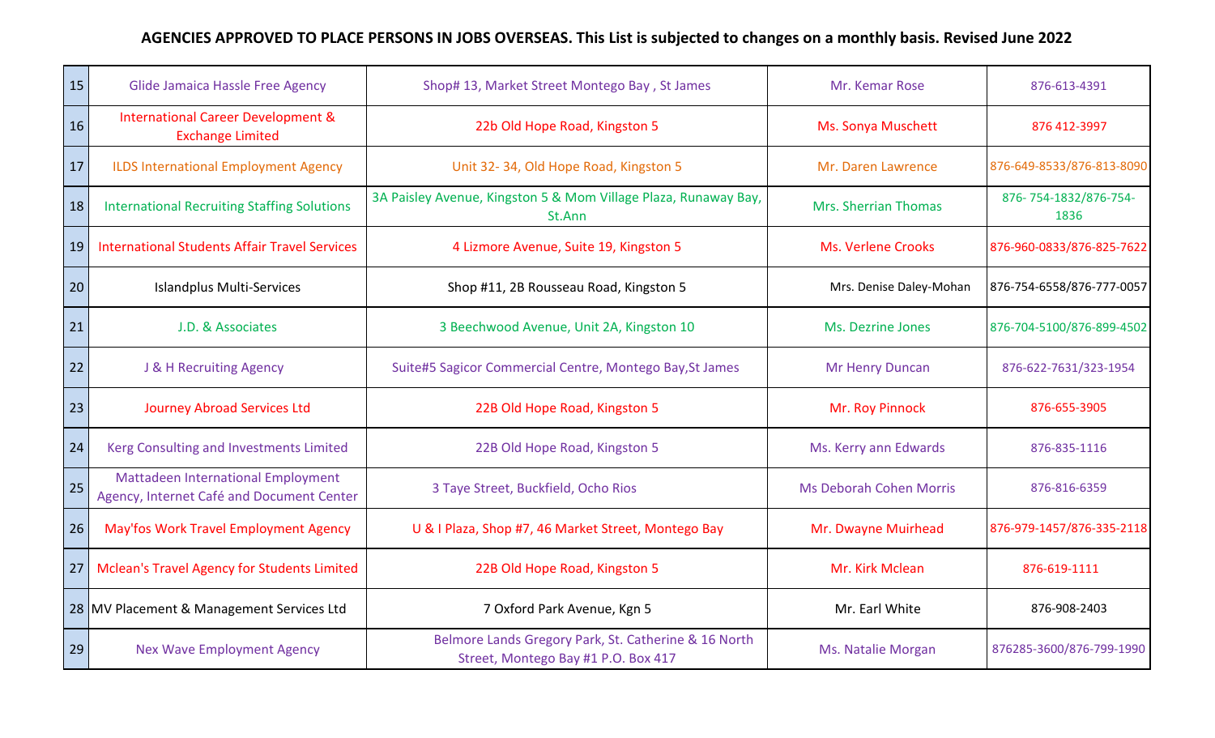**AGENCIES APPROVED TO PLACE PERSONS IN JOBS OVERSEAS. This List is subjected to changes on a monthly basis. Revised June 2022**

| | | | | |
|---|---|---|---|---|
| 15 | Glide Jamaica Hassle Free Agency | Shop# 13, Market Street Montego Bay , St James | Mr. Kemar Rose | 876-613-4391 |
| 16 | International Career Development & Exchange Limited | 22b Old Hope Road, Kingston 5 | Ms. Sonya Muschett | 876 412-3997 |
| 17 | ILDS International Employment Agency | Unit 32- 34, Old Hope Road, Kingston 5 | Mr. Daren Lawrence | 876-649-8533/876-813-8090 |
| 18 | International Recruiting Staffing Solutions | 3A Paisley Avenue, Kingston 5 & Mom Village Plaza, Runaway Bay, St.Ann | Mrs. Sherrian Thomas | 876- 754-1832/876-754-1836 |
| 19 | International Students Affair Travel Services | 4 Lizmore Avenue, Suite 19, Kingston 5 | Ms. Verlene Crooks | 876-960-0833/876-825-7622 |
| 20 | Islandplus Multi-Services | Shop #11, 2B Rousseau Road, Kingston 5 | Mrs. Denise Daley-Mohan | 876-754-6558/876-777-0057 |
| 21 | J.D. & Associates | 3 Beechwood Avenue, Unit 2A, Kingston 10 | Ms. Dezrine Jones | 876-704-5100/876-899-4502 |
| 22 | J & H Recruiting Agency | Suite#5 Sagicor Commercial Centre, Montego Bay,St James | Mr Henry Duncan | 876-622-7631/323-1954 |
| 23 | Journey Abroad Services Ltd | 22B Old Hope Road, Kingston 5 | Mr. Roy Pinnock | 876-655-3905 |
| 24 | Kerg Consulting and Investments Limited | 22B Old Hope Road, Kingston 5 | Ms. Kerry ann Edwards | 876-835-1116 |
| 25 | Mattadeen International Employment Agency, Internet Café and Document Center | 3 Taye Street, Buckfield, Ocho Rios | Ms Deborah Cohen Morris | 876-816-6359 |
| 26 | May'fos Work Travel Employment Agency | U & I Plaza, Shop #7, 46 Market Street, Montego Bay | Mr. Dwayne Muirhead | 876-979-1457/876-335-2118 |
| 27 | Mclean's Travel Agency for Students Limited | 22B Old Hope Road, Kingston 5 | Mr. Kirk Mclean | 876-619-1111 |
| 28 | MV Placement & Management Services Ltd | 7 Oxford Park Avenue, Kgn 5 | Mr. Earl White | 876-908-2403 |
| 29 | Nex Wave Employment Agency | Belmore Lands Gregory Park, St. Catherine & 16 North Street, Montego Bay #1 P.O. Box 417 | Ms. Natalie Morgan | 876285-3600/876-799-1990 |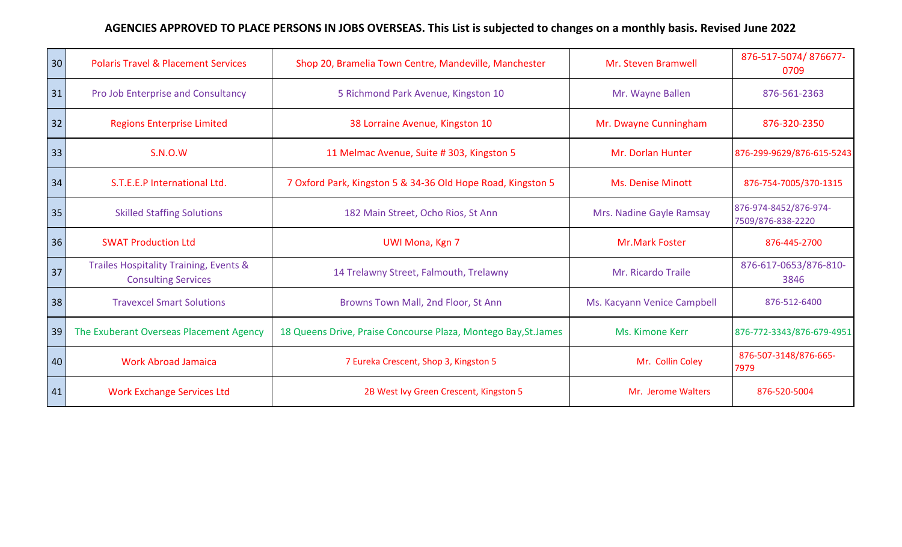**AGENCIES APPROVED TO PLACE PERSONS IN JOBS OVERSEAS. This List is subjected to changes on a monthly basis. Revised June 2022**

| | | | | |
|---|---|---|---|---|
| 30 | Polaris Travel & Placement Services | Shop 20, Bramelia Town Centre, Mandeville, Manchester | Mr. Steven Bramwell | 876-517-5074/ 876677-0709 |
| 31 | Pro Job Enterprise and Consultancy | 5 Richmond Park Avenue, Kingston 10 | Mr. Wayne Ballen | 876-561-2363 |
| 32 | Regions Enterprise Limited | 38 Lorraine Avenue, Kingston 10 | Mr. Dwayne Cunningham | 876-320-2350 |
| 33 | S.N.O.W | 11 Melmac Avenue, Suite # 303, Kingston 5 | Mr. Dorlan Hunter | 876-299-9629/876-615-5243 |
| 34 | S.T.E.E.P International Ltd. | 7 Oxford Park, Kingston 5 & 34-36 Old Hope Road, Kingston 5 | Ms. Denise Minott | 876-754-7005/370-1315 |
| 35 | Skilled Staffing Solutions | 182 Main Street, Ocho Rios, St Ann | Mrs. Nadine Gayle Ramsay | 876-974-8452/876-974-7509/876-838-2220 |
| 36 | SWAT Production Ltd | UWI Mona, Kgn 7 | Mr.Mark Foster | 876-445-2700 |
| 37 | Trailes Hospitality Training, Events & Consulting Services | 14 Trelawny Street, Falmouth, Trelawny | Mr. Ricardo Traile | 876-617-0653/876-810-3846 |
| 38 | Travexcel Smart Solutions | Browns Town Mall, 2nd Floor, St Ann | Ms. Kacyann Venice Campbell | 876-512-6400 |
| 39 | The Exuberant Overseas Placement Agency | 18 Queens Drive, Praise Concourse Plaza, Montego Bay,St.James | Ms. Kimone Kerr | 876-772-3343/876-679-4951 |
| 40 | Work Abroad Jamaica | 7 Eureka Crescent, Shop 3, Kingston 5 | Mr. Collin Coley | 876-507-3148/876-665-7979 |
| 41 | Work Exchange Services Ltd | 2B West Ivy Green Crescent, Kingston 5 | Mr. Jerome Walters | 876-520-5004 |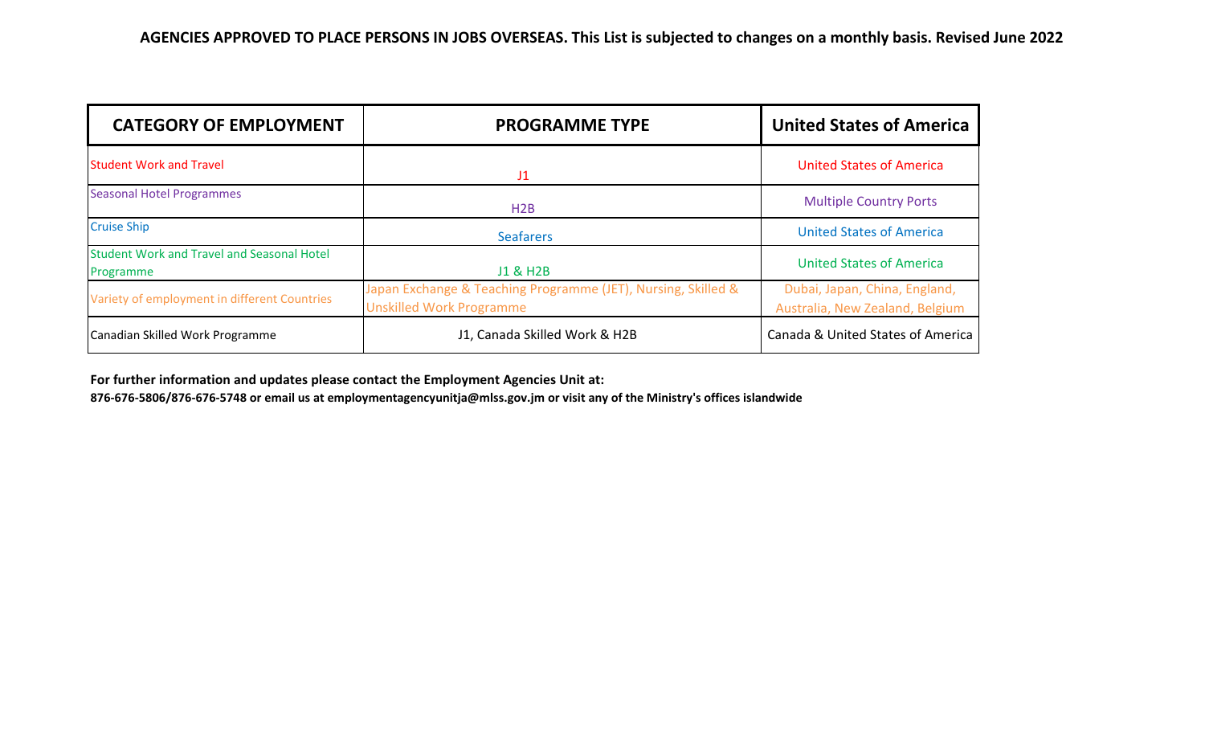**AGENCIES APPROVED TO PLACE PERSONS IN JOBS OVERSEAS. This List is subjected to changes on a monthly basis. Revised June 2022**

| CATEGORY OF EMPLOYMENT | PROGRAMME TYPE | United States of America |
|---|---|---|
| Student Work and Travel | J1 | United States of America |
| Seasonal Hotel Programmes | H2B | Multiple Country Ports |
| Cruise Ship | Seafarers | United States of America |
| Student Work and Travel and Seasonal Hotel Programme | J1 & H2B | United States of America |
| Variety of employment in different Countries | Japan Exchange & Teaching Programme (JET), Nursing, Skilled & Unskilled Work Programme | Dubai, Japan, China, England, Australia, New Zealand, Belgium |
| Canadian Skilled Work Programme | J1, Canada Skilled Work & H2B | Canada & United States of America |

**For further information and updates please contact the Employment Agencies Unit at:**

**876-676-5806/876-676-5748 or email us at employmentagencyunitja@mlss.gov.jm or visit any of the Ministry's offices islandwide**